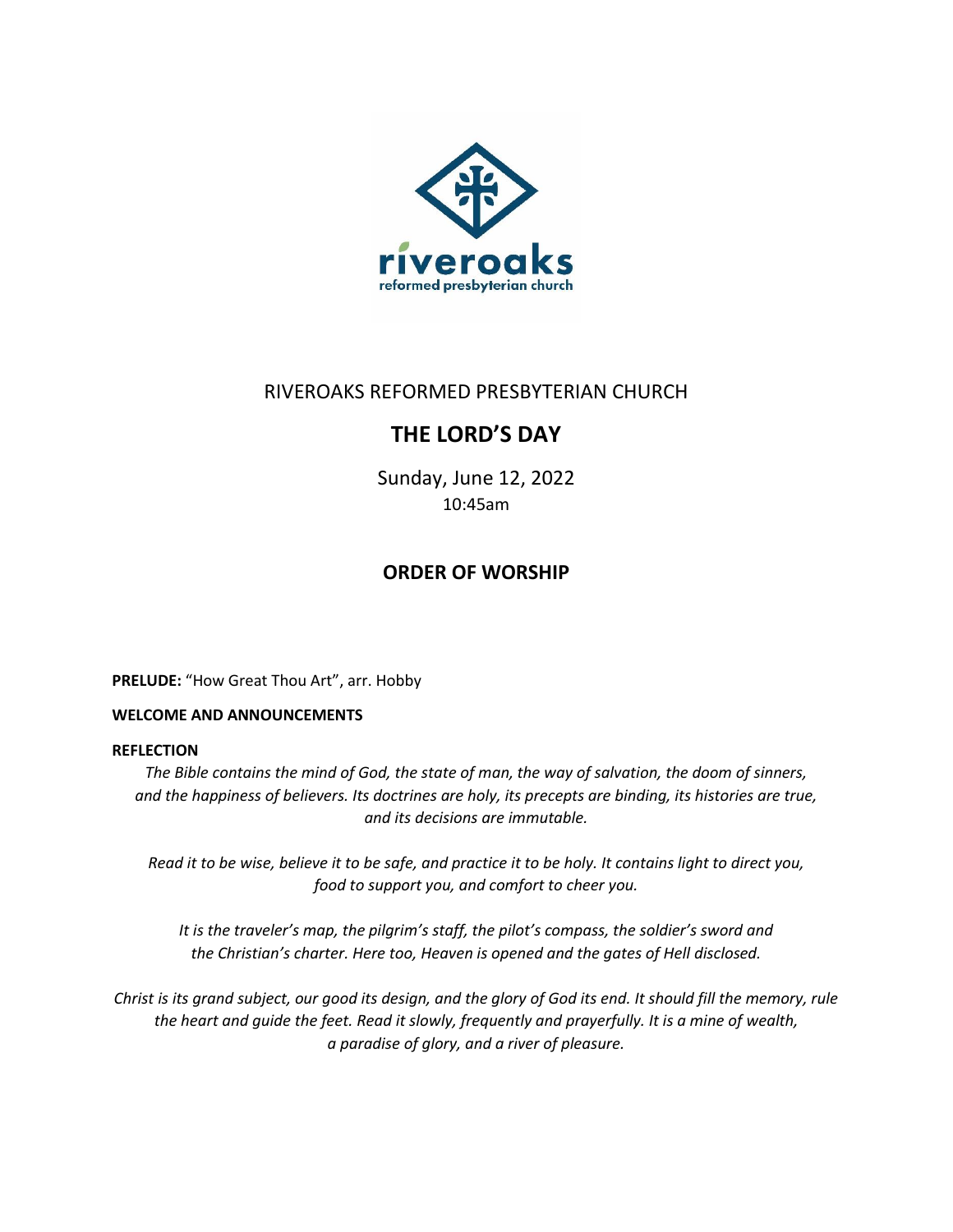RIVEROAKS REFORMED PRESBYTERIAN CHURCH

# THE LORD'S DAY

Sunday, June 12, 2022

10:45am

## ORDER OF WORSHIP

**PRELUDE:** "How Great Thou Art", arr. Hobby

**WELCOME AND ANNOUNCEMENTS**

**REFLECTION**

*The Bible contains the mind of God, the state of man, the way of salvation, the doom of sinners, and the happiness of believers. Its doctrines are holy, its precepts are binding, its histories are true, and its decisions are immutable.*

*Read it to be wise, believe it to be safe, and practice it to be holy. It contains light to direct you, food to support you, and comfort to cheer you.*

*It is the traveler's map, the pilgrim's staff, the pilot's compass, the soldier's sword and the Christian's charter. Here too, Heaven is opened and the gates of Hell disclosed.*

*Christ is its grand subject, our good its design, and the glory of God its end. It should fill the memory, rule the heart and guide the feet. Read it slowly, frequently and prayerfully. It is a mine of wealth, a paradise of glory, and a river of pleasure.*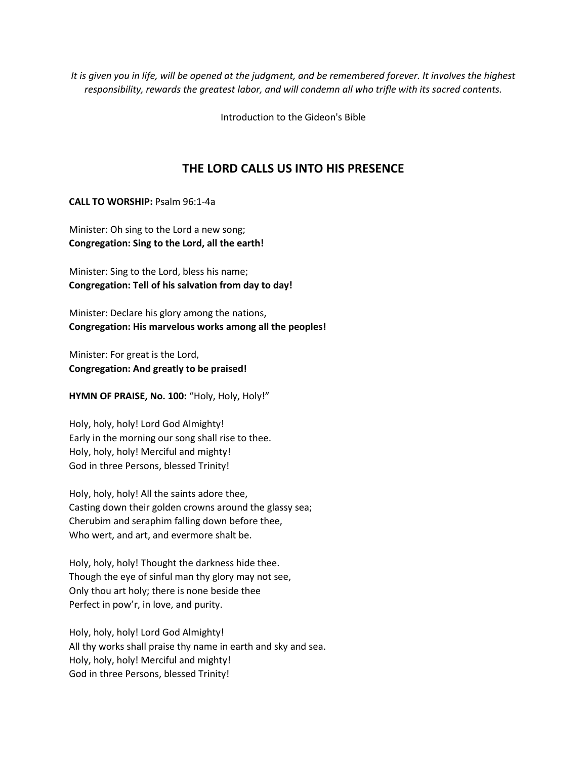*It is given you in life, will be opened at the judgment, and be remembered forever. It involves the highest responsibility, rewards the greatest labor, and will condemn all who trifle with its sacred contents.*

Introduction to the Gideon's Bible

## THE LORD CALLS US INTO HIS PRESENCE

**CALL TO WORSHIP:** Psalm 96:1-4a

Minister: Oh sing to the Lord a new song;  
**Congregation: Sing to the Lord, all the earth!**

Minister: Sing to the Lord, bless his name;  
**Congregation: Tell of his salvation from day to day!**

Minister: Declare his glory among the nations,  
**Congregation: His marvelous works among all the peoples!**

Minister: For great is the Lord,  
**Congregation: And greatly to be praised!**

**HYMN OF PRAISE, No. 100:** "Holy, Holy, Holy!"

Holy, holy, holy! Lord God Almighty!  
Early in the morning our song shall rise to thee.  
Holy, holy, holy! Merciful and mighty!  
God in three Persons, blessed Trinity!

Holy, holy, holy! All the saints adore thee,  
Casting down their golden crowns around the glassy sea;  
Cherubim and seraphim falling down before thee,  
Who wert, and art, and evermore shalt be.

Holy, holy, holy! Thought the darkness hide thee.  
Though the eye of sinful man thy glory may not see,  
Only thou art holy; there is none beside thee  
Perfect in pow'r, in love, and purity.

Holy, holy, holy! Lord God Almighty!  
All thy works shall praise thy name in earth and sky and sea.  
Holy, holy, holy! Merciful and mighty!  
God in three Persons, blessed Trinity!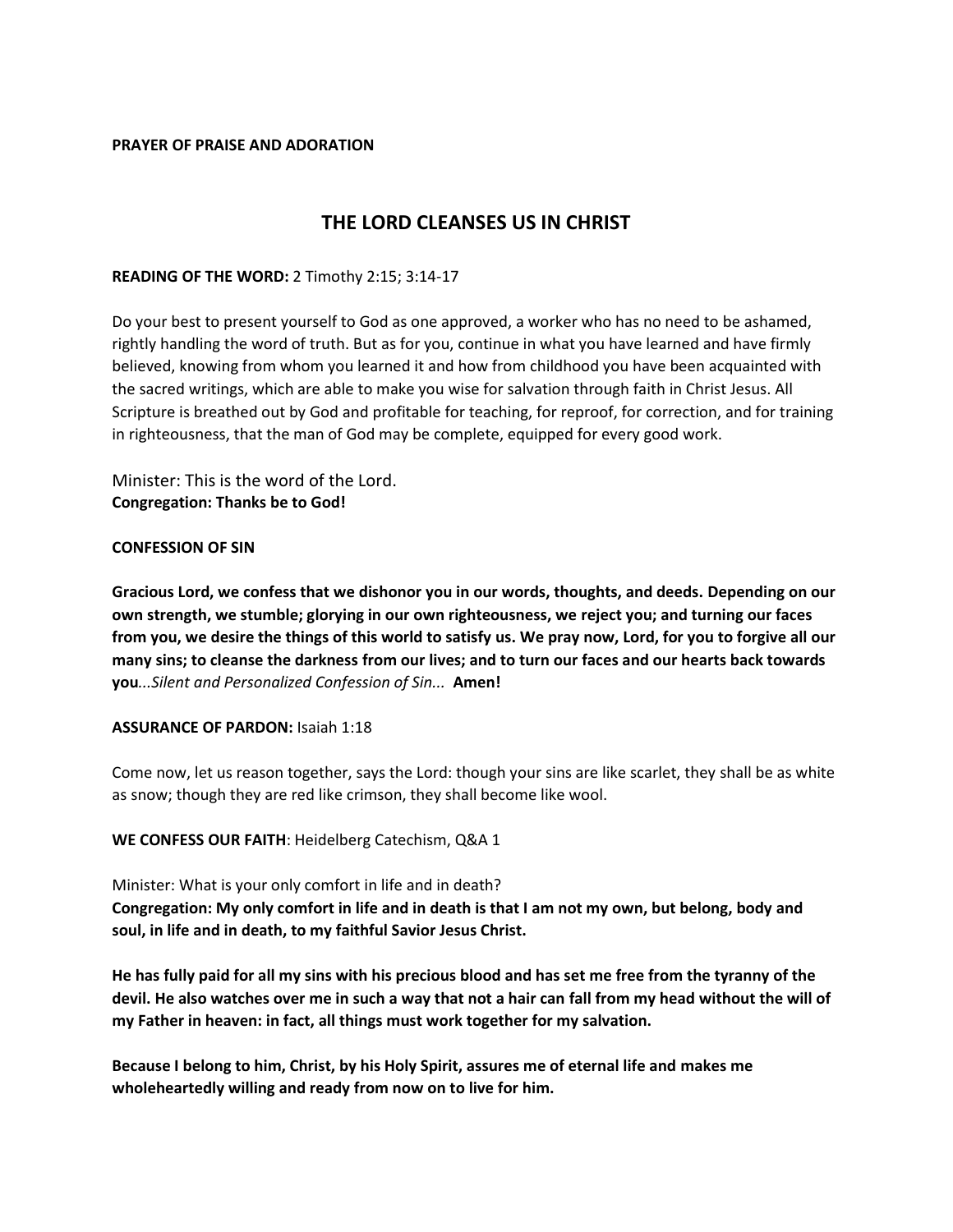**PRAYER OF PRAISE AND ADORATION**

## THE LORD CLEANSES US IN CHRIST

**READING OF THE WORD:** 2 Timothy 2:15; 3:14-17

Do your best to present yourself to God as one approved, a worker who has no need to be ashamed, rightly handling the word of truth. But as for you, continue in what you have learned and have firmly believed, knowing from whom you learned it and how from childhood you have been acquainted with the sacred writings, which are able to make you wise for salvation through faith in Christ Jesus. All Scripture is breathed out by God and profitable for teaching, for reproof, for correction, and for training in righteousness, that the man of God may be complete, equipped for every good work.

Minister: This is the word of the Lord.
**Congregation: Thanks be to God!**

**CONFESSION OF SIN**

**Gracious Lord, we confess that we dishonor you in our words, thoughts, and deeds. Depending on our own strength, we stumble; glorying in our own righteousness, we reject you; and turning our faces from you, we desire the things of this world to satisfy us. We pray now, Lord, for you to forgive all our many sins; to cleanse the darkness from our lives; and to turn our faces and our hearts back towards you**...*Silent and Personalized Confession of Sin...* **Amen!**

**ASSURANCE OF PARDON:** Isaiah 1:18

Come now, let us reason together, says the Lord: though your sins are like scarlet, they shall be as white as snow; though they are red like crimson, they shall become like wool.

**WE CONFESS OUR FAITH**: Heidelberg Catechism, Q&A 1

Minister: What is your only comfort in life and in death?
**Congregation: My only comfort in life and in death is that I am not my own, but belong, body and soul, in life and in death, to my faithful Savior Jesus Christ.**

**He has fully paid for all my sins with his precious blood and has set me free from the tyranny of the devil. He also watches over me in such a way that not a hair can fall from my head without the will of my Father in heaven: in fact, all things must work together for my salvation.**

**Because I belong to him, Christ, by his Holy Spirit, assures me of eternal life and makes me wholeheartedly willing and ready from now on to live for him.**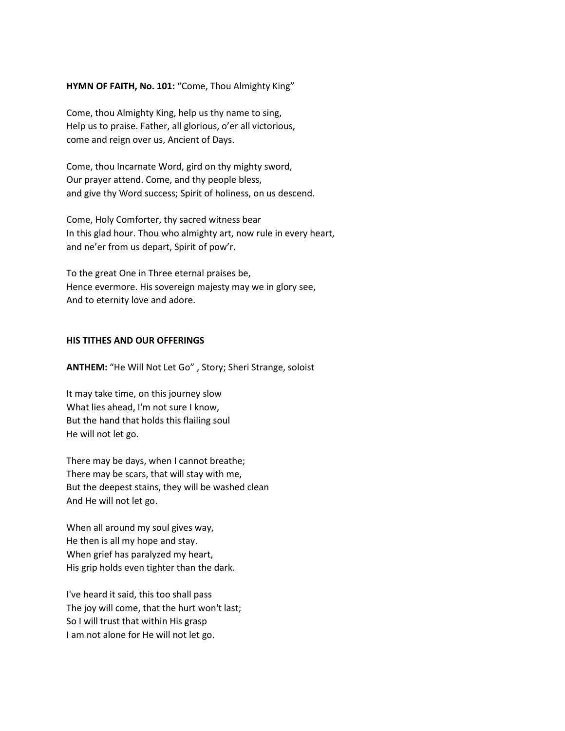**HYMN OF FAITH, No. 101:** "Come, Thou Almighty King"

Come, thou Almighty King, help us thy name to sing,  
Help us to praise. Father, all glorious, o'er all victorious,  
come and reign over us, Ancient of Days.

Come, thou Incarnate Word, gird on thy mighty sword,  
Our prayer attend. Come, and thy people bless,  
and give thy Word success; Spirit of holiness, on us descend.

Come, Holy Comforter, thy sacred witness bear  
In this glad hour. Thou who almighty art, now rule in every heart,  
and ne'er from us depart, Spirit of pow'r.

To the great One in Three eternal praises be,  
Hence evermore. His sovereign majesty may we in glory see,  
And to eternity love and adore.

**HIS TITHES AND OUR OFFERINGS**

**ANTHEM:** "He Will Not Let Go" , Story; Sheri Strange, soloist

It may take time, on this journey slow  
What lies ahead, I'm not sure I know,  
But the hand that holds this flailing soul  
He will not let go.

There may be days, when I cannot breathe;  
There may be scars, that will stay with me,  
But the deepest stains, they will be washed clean  
And He will not let go.

When all around my soul gives way,  
He then is all my hope and stay.  
When grief has paralyzed my heart,  
His grip holds even tighter than the dark.

I've heard it said, this too shall pass  
The joy will come, that the hurt won't last;  
So I will trust that within His grasp  
I am not alone for He will not let go.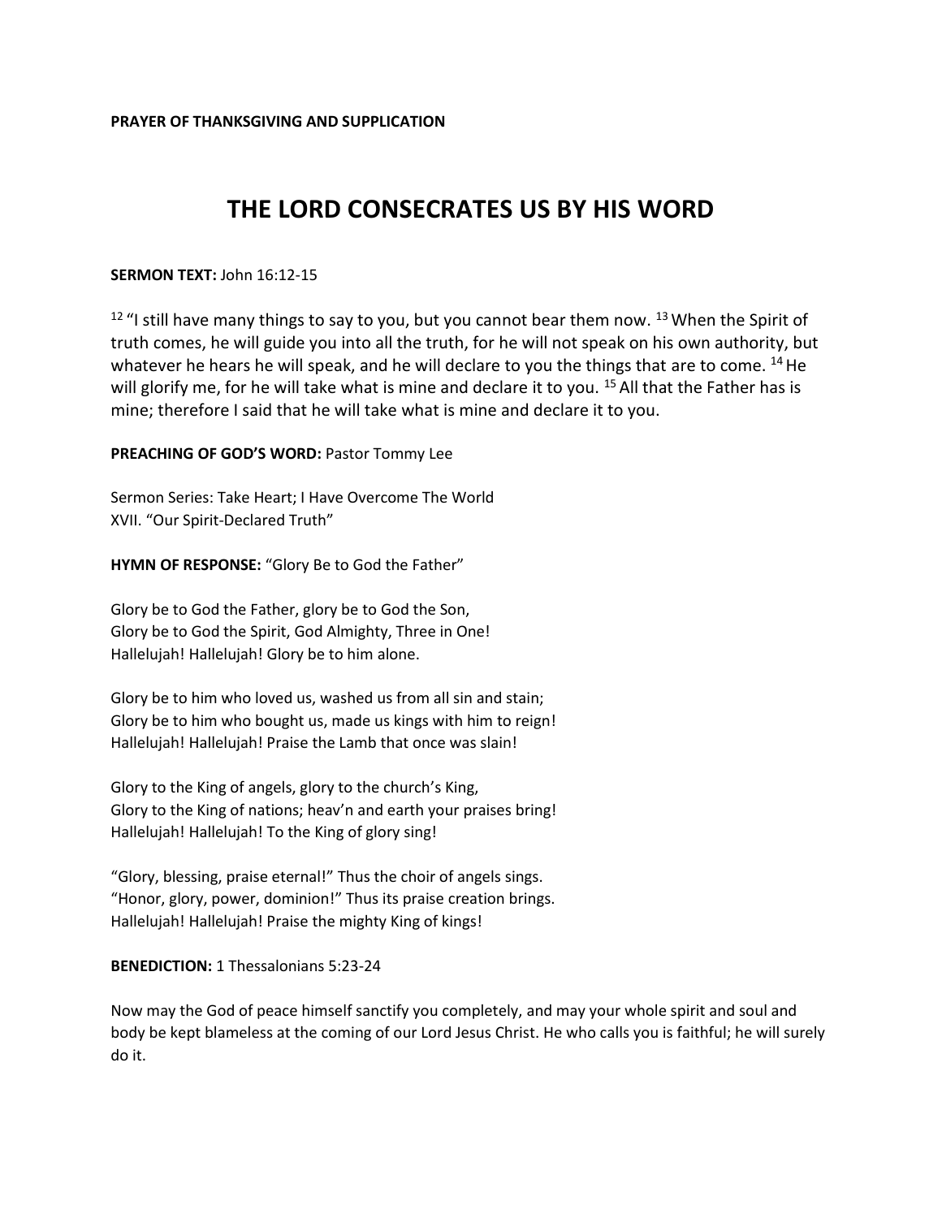**PRAYER OF THANKSGIVING AND SUPPLICATION**

# THE LORD CONSECRATES US BY HIS WORD

**SERMON TEXT:** John 16:12-15

[12] "I still have many things to say to you, but you cannot bear them now. [13] When the Spirit of truth comes, he will guide you into all the truth, for he will not speak on his own authority, but whatever he hears he will speak, and he will declare to you the things that are to come. [14] He will glorify me, for he will take what is mine and declare it to you. [15] All that the Father has is mine; therefore I said that he will take what is mine and declare it to you.

**PREACHING OF GOD'S WORD:** Pastor Tommy Lee

Sermon Series: Take Heart; I Have Overcome The World
XVII. "Our Spirit-Declared Truth"

**HYMN OF RESPONSE:** "Glory Be to God the Father"

Glory be to God the Father, glory be to God the Son,
Glory be to God the Spirit, God Almighty, Three in One!
Hallelujah! Hallelujah! Glory be to him alone.

Glory be to him who loved us, washed us from all sin and stain;
Glory be to him who bought us, made us kings with him to reign!
Hallelujah! Hallelujah! Praise the Lamb that once was slain!

Glory to the King of angels, glory to the church's King,
Glory to the King of nations; heav'n and earth your praises bring!
Hallelujah! Hallelujah! To the King of glory sing!

"Glory, blessing, praise eternal!" Thus the choir of angels sings.
"Honor, glory, power, dominion!" Thus its praise creation brings.
Hallelujah! Hallelujah! Praise the mighty King of kings!

**BENEDICTION:** 1 Thessalonians 5:23-24

Now may the God of peace himself sanctify you completely, and may your whole spirit and soul and body be kept blameless at the coming of our Lord Jesus Christ. He who calls you is faithful; he will surely do it.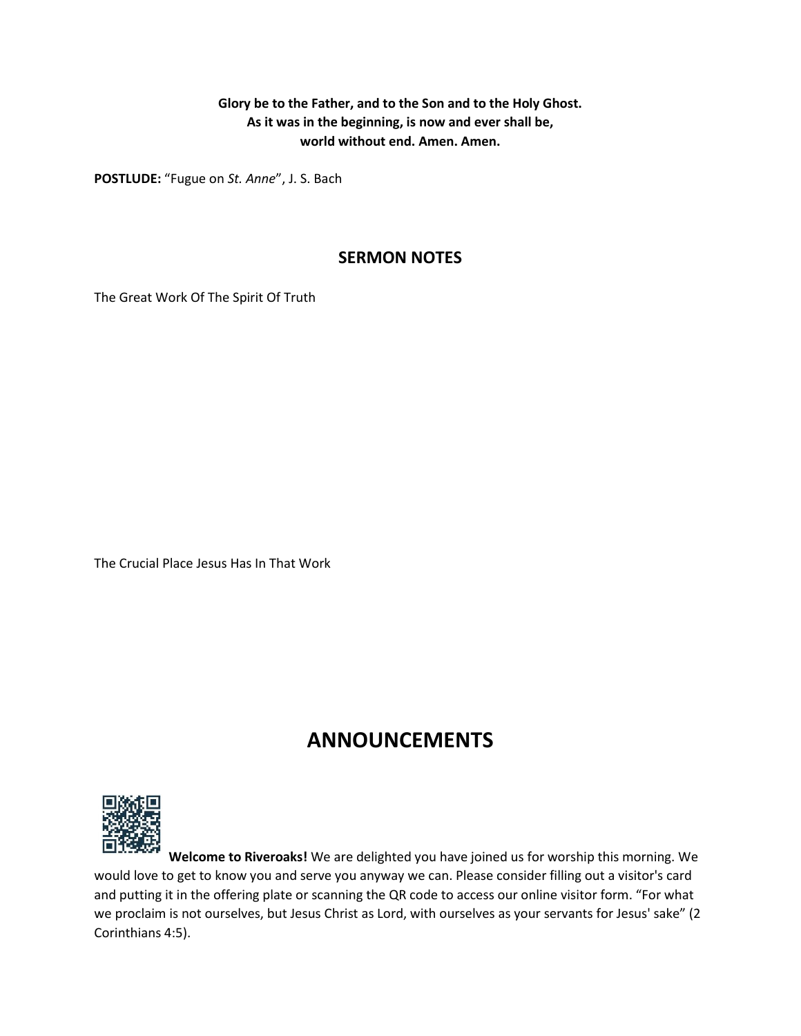**Glory be to the Father, and to the Son and to the Holy Ghost.**
**As it was in the beginning, is now and ever shall be,**
**world without end. Amen. Amen.**

**POSTLUDE:** “Fugue on *St. Anne*”, J. S. Bach

## SERMON NOTES

The Great Work Of The Spirit Of Truth

The Crucial Place Jesus Has In That Work

# ANNOUNCEMENTS

**Welcome to Riveroaks!** We are delighted you have joined us for worship this morning. We would love to get to know you and serve you anyway we can. Please consider filling out a visitor's card and putting it in the offering plate or scanning the QR code to access our online visitor form. “For what we proclaim is not ourselves, but Jesus Christ as Lord, with ourselves as your servants for Jesus' sake” (2 Corinthians 4:5).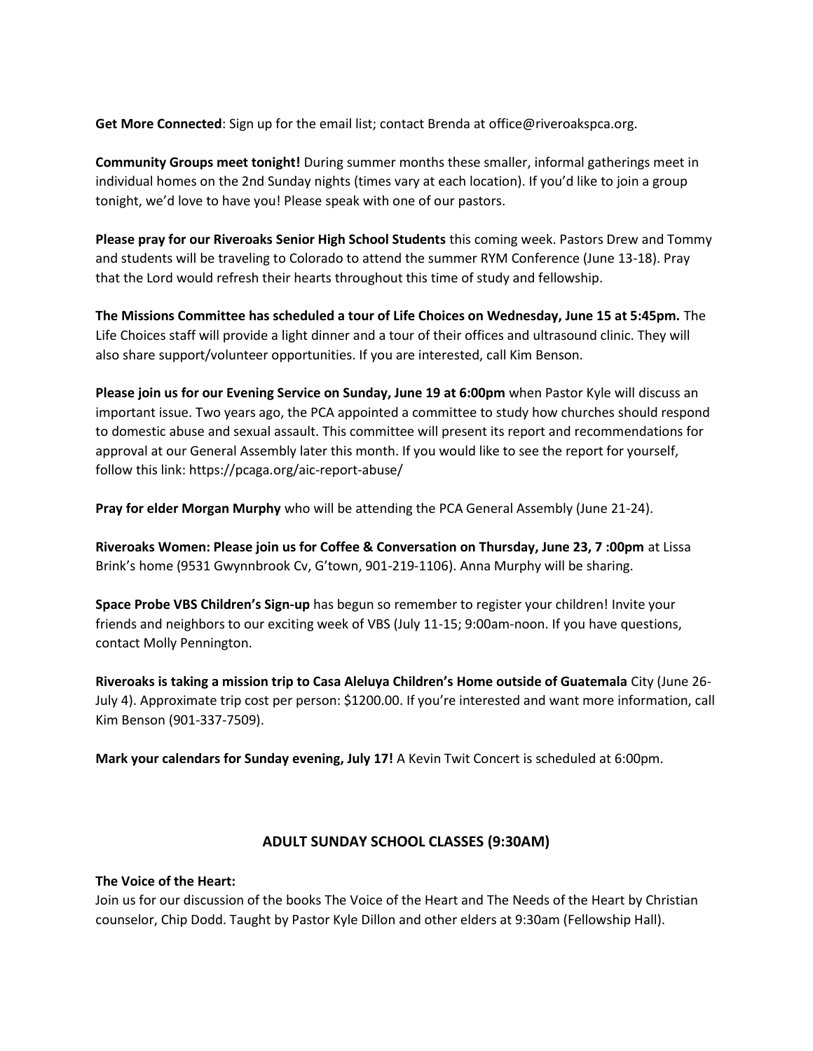**Get More Connected**: Sign up for the email list; contact Brenda at office@riveroakspca.org.

**Community Groups meet tonight!** During summer months these smaller, informal gatherings meet in individual homes on the 2nd Sunday nights (times vary at each location). If you'd like to join a group tonight, we'd love to have you! Please speak with one of our pastors.

**Please pray for our Riveroaks Senior High School Students** this coming week. Pastors Drew and Tommy and students will be traveling to Colorado to attend the summer RYM Conference (June 13-18). Pray that the Lord would refresh their hearts throughout this time of study and fellowship.

**The Missions Committee has scheduled a tour of Life Choices on Wednesday, June 15 at 5:45pm.** The Life Choices staff will provide a light dinner and a tour of their offices and ultrasound clinic. They will also share support/volunteer opportunities. If you are interested, call Kim Benson.

**Please join us for our Evening Service on Sunday, June 19 at 6:00pm** when Pastor Kyle will discuss an important issue. Two years ago, the PCA appointed a committee to study how churches should respond to domestic abuse and sexual assault. This committee will present its report and recommendations for approval at our General Assembly later this month. If you would like to see the report for yourself, follow this link: https://pcaga.org/aic-report-abuse/

**Pray for elder Morgan Murphy** who will be attending the PCA General Assembly (June 21-24).

**Riveroaks Women: Please join us for Coffee & Conversation on Thursday, June 23, 7 :00pm** at Lissa Brink's home (9531 Gwynnbrook Cv, G'town, 901-219-1106). Anna Murphy will be sharing.

**Space Probe VBS Children's Sign-up** has begun so remember to register your children! Invite your friends and neighbors to our exciting week of VBS (July 11-15; 9:00am-noon. If you have questions, contact Molly Pennington.

**Riveroaks is taking a mission trip to Casa Aleluya Children's Home outside of Guatemala** City (June 26-July 4). Approximate trip cost per person: $1200.00. If you're interested and want more information, call Kim Benson (901-337-7509).

**Mark your calendars for Sunday evening, July 17!** A Kevin Twit Concert is scheduled at 6:00pm.

## ADULT SUNDAY SCHOOL CLASSES (9:30AM)

**The Voice of the Heart:**
Join us for our discussion of the books The Voice of the Heart and The Needs of the Heart by Christian counselor, Chip Dodd. Taught by Pastor Kyle Dillon and other elders at 9:30am (Fellowship Hall).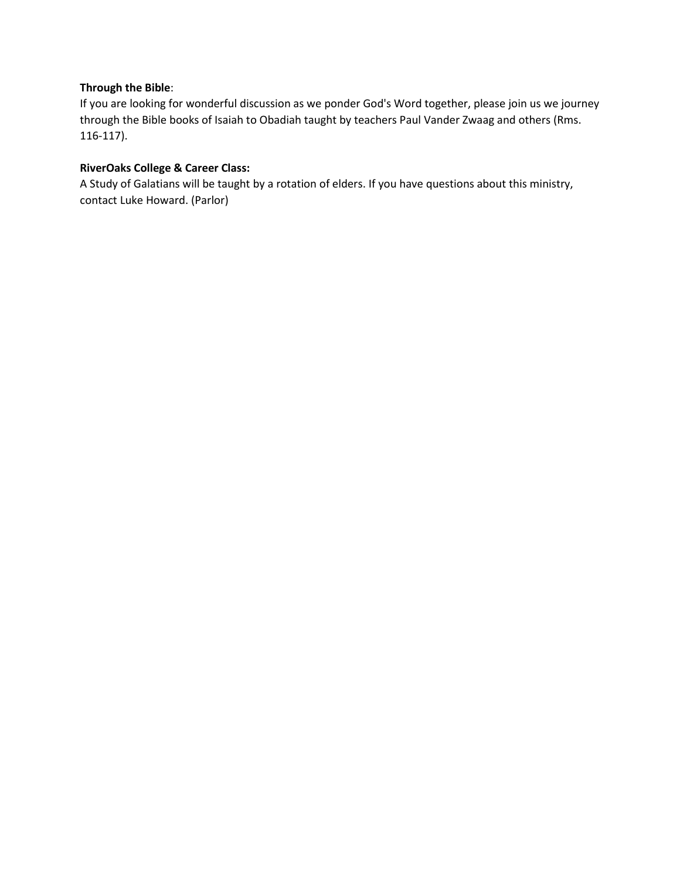**Through the Bible**:
If you are looking for wonderful discussion as we ponder God's Word together, please join us we journey through the Bible books of Isaiah to Obadiah taught by teachers Paul Vander Zwaag and others (Rms. 116-117).

**RiverOaks College & Career Class:**
A Study of Galatians will be taught by a rotation of elders. If you have questions about this ministry, contact Luke Howard. (Parlor)